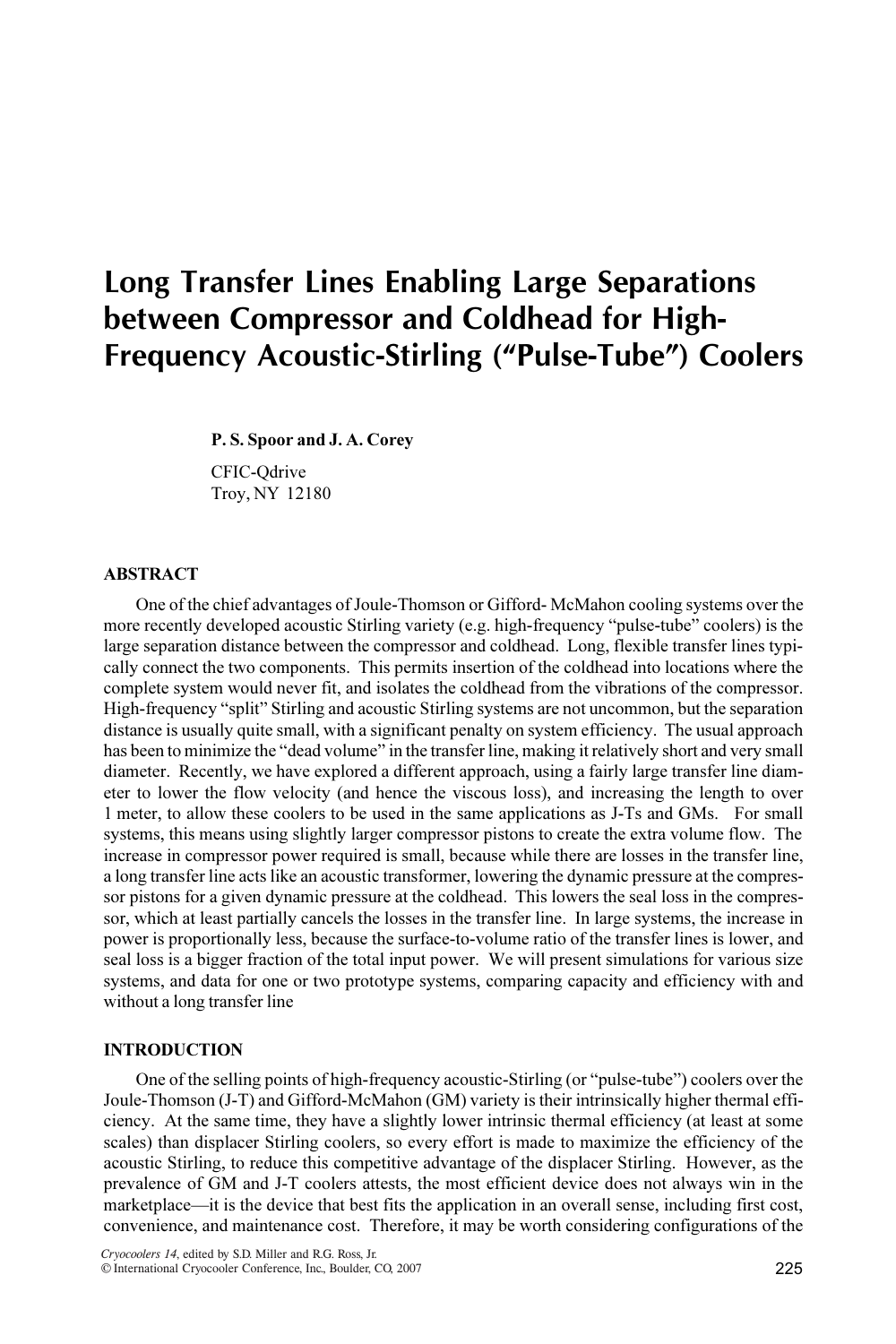# Long Transfer Lines Enabling Large Separations between Compressor and Coldhead for High-Frequency Acoustic-Stirling ("Pulse-Tube") Coolers

**P. S. Spoor and J. A. Corey**

CFIC-Qdrive
Troy, NY 12180

## ABSTRACT

One of the chief advantages of Joule-Thomson or Gifford- McMahon cooling systems over the more recently developed acoustic Stirling variety (e.g. high-frequency "pulse-tube" coolers) is the large separation distance between the compressor and coldhead. Long, flexible transfer lines typically connect the two components. This permits insertion of the coldhead into locations where the complete system would never fit, and isolates the coldhead from the vibrations of the compressor. High-frequency "split" Stirling and acoustic Stirling systems are not uncommon, but the separation distance is usually quite small, with a significant penalty on system efficiency. The usual approach has been to minimize the "dead volume" in the transfer line, making it relatively short and very small diameter. Recently, we have explored a different approach, using a fairly large transfer line diameter to lower the flow velocity (and hence the viscous loss), and increasing the length to over 1 meter, to allow these coolers to be used in the same applications as J-Ts and GMs. For small systems, this means using slightly larger compressor pistons to create the extra volume flow. The increase in compressor power required is small, because while there are losses in the transfer line, a long transfer line acts like an acoustic transformer, lowering the dynamic pressure at the compressor pistons for a given dynamic pressure at the coldhead. This lowers the seal loss in the compressor, which at least partially cancels the losses in the transfer line. In large systems, the increase in power is proportionally less, because the surface-to-volume ratio of the transfer lines is lower, and seal loss is a bigger fraction of the total input power. We will present simulations for various size systems, and data for one or two prototype systems, comparing capacity and efficiency with and without a long transfer line

## INTRODUCTION

One of the selling points of high-frequency acoustic-Stirling (or "pulse-tube") coolers over the Joule-Thomson (J-T) and Gifford-McMahon (GM) variety is their intrinsically higher thermal efficiency. At the same time, they have a slightly lower intrinsic thermal efficiency (at least at some scales) than displacer Stirling coolers, so every effort is made to maximize the efficiency of the acoustic Stirling, to reduce this competitive advantage of the displacer Stirling. However, as the prevalence of GM and J-T coolers attests, the most efficient device does not always win in the marketplace—it is the device that best fits the application in an overall sense, including first cost, convenience, and maintenance cost. Therefore, it may be worth considering configurations of the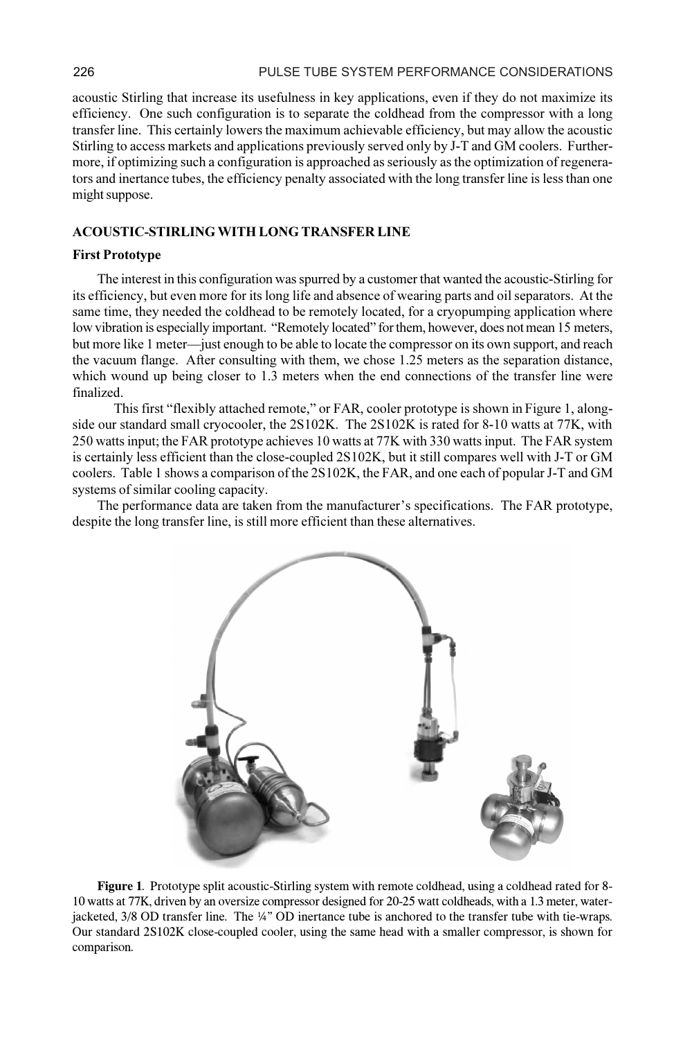acoustic Stirling that increase its usefulness in key applications, even if they do not maximize its efficiency. One such configuration is to separate the coldhead from the compressor with a long transfer line. This certainly lowers the maximum achievable efficiency, but may allow the acoustic Stirling to access markets and applications previously served only by J-T and GM coolers. Furthermore, if optimizing such a configuration is approached as seriously as the optimization of regenerators and inertance tubes, the efficiency penalty associated with the long transfer line is less than one might suppose.

## ACOUSTIC-STIRLING WITH LONG TRANSFER LINE

### First Prototype

The interest in this configuration was spurred by a customer that wanted the acoustic-Stirling for its efficiency, but even more for its long life and absence of wearing parts and oil separators. At the same time, they needed the coldhead to be remotely located, for a cryopumping application where low vibration is especially important. "Remotely located" for them, however, does not mean 15 meters, but more like 1 meter—just enough to be able to locate the compressor on its own support, and reach the vacuum flange. After consulting with them, we chose 1.25 meters as the separation distance, which wound up being closer to 1.3 meters when the end connections of the transfer line were finalized.

This first "flexibly attached remote," or FAR, cooler prototype is shown in Figure 1, alongside our standard small cryocooler, the 2S102K. The 2S102K is rated for 8-10 watts at 77K, with 250 watts input; the FAR prototype achieves 10 watts at 77K with 330 watts input. The FAR system is certainly less efficient than the close-coupled 2S102K, but it still compares well with J-T or GM coolers. Table 1 shows a comparison of the 2S102K, the FAR, and one each of popular J-T and GM systems of similar cooling capacity.

The performance data are taken from the manufacturer's specifications. The FAR prototype, despite the long transfer line, is still more efficient than these alternatives.

**Figure 1**. Prototype split acoustic-Stirling system with remote coldhead, using a coldhead rated for 8-10 watts at 77K, driven by an oversize compressor designed for 20-25 watt coldheads, with a 1.3 meter, water-jacketed, 3/8 OD transfer line. The ¼" OD inertance tube is anchored to the transfer tube with tie-wraps. Our standard 2S102K close-coupled cooler, using the same head with a smaller compressor, is shown for comparison.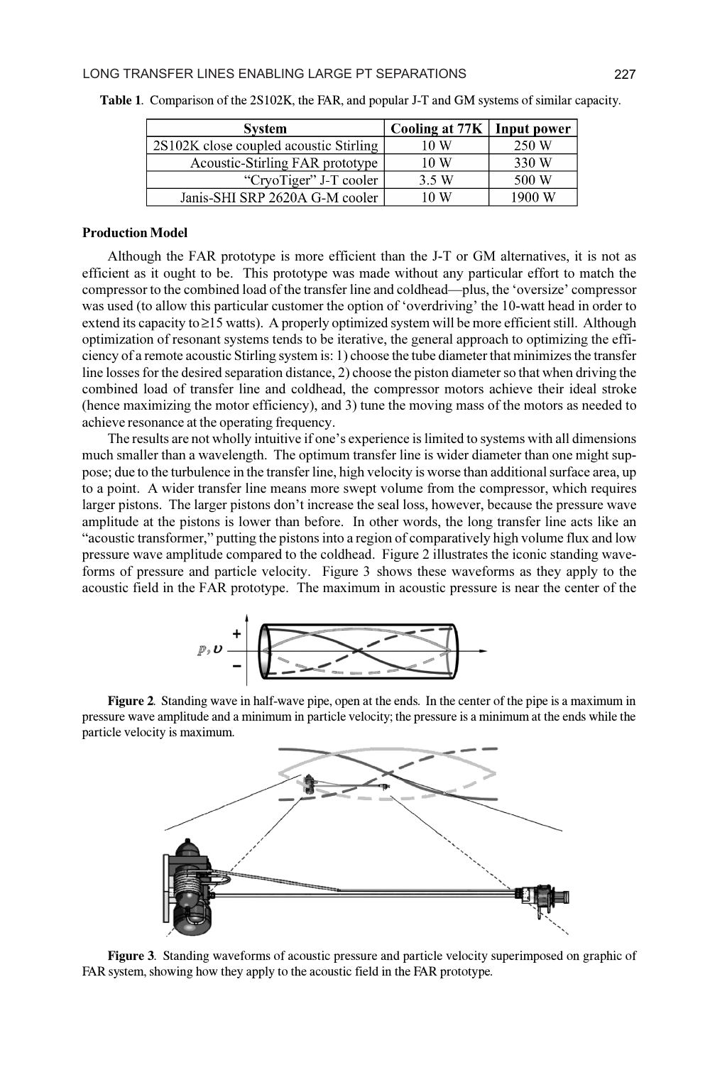**Table 1**. Comparison of the 2S102K, the FAR, and popular J-T and GM systems of similar capacity.

| System | Cooling at 77K | Input power |
|---|---|---|
| 2S102K close coupled acoustic Stirling | 10 W | 250 W |
| Acoustic-Stirling FAR prototype | 10 W | 330 W |
| "CryoTiger" J-T cooler | 3.5 W | 500 W |
| Janis-SHI SRP 2620A G-M cooler | 10 W | 1900 W |

### Production Model

Although the FAR prototype is more efficient than the J-T or GM alternatives, it is not as efficient as it ought to be. This prototype was made without any particular effort to match the compressor to the combined load of the transfer line and coldhead—plus, the 'oversize' compressor was used (to allow this particular customer the option of 'overdriving' the 10-watt head in order to extend its capacity to ≥15 watts). A properly optimized system will be more efficient still. Although optimization of resonant systems tends to be iterative, the general approach to optimizing the efficiency of a remote acoustic Stirling system is: 1) choose the tube diameter that minimizes the transfer line losses for the desired separation distance, 2) choose the piston diameter so that when driving the combined load of transfer line and coldhead, the compressor motors achieve their ideal stroke (hence maximizing the motor efficiency), and 3) tune the moving mass of the motors as needed to achieve resonance at the operating frequency.

The results are not wholly intuitive if one's experience is limited to systems with all dimensions much smaller than a wavelength. The optimum transfer line is wider diameter than one might suppose; due to the turbulence in the transfer line, high velocity is worse than additional surface area, up to a point. A wider transfer line means more swept volume from the compressor, which requires larger pistons. The larger pistons don't increase the seal loss, however, because the pressure wave amplitude at the pistons is lower than before. In other words, the long transfer line acts like an "acoustic transformer," putting the pistons into a region of comparatively high volume flux and low pressure wave amplitude compared to the coldhead. Figure 2 illustrates the iconic standing waveforms of pressure and particle velocity. Figure 3 shows these waveforms as they apply to the acoustic field in the FAR prototype. The maximum in acoustic pressure is near the center of the

**Figure 2**. Standing wave in half-wave pipe, open at the ends. In the center of the pipe is a maximum in pressure wave amplitude and a minimum in particle velocity; the pressure is a minimum at the ends while the particle velocity is maximum.

**Figure 3**. Standing waveforms of acoustic pressure and particle velocity superimposed on graphic of FAR system, showing how they apply to the acoustic field in the FAR prototype.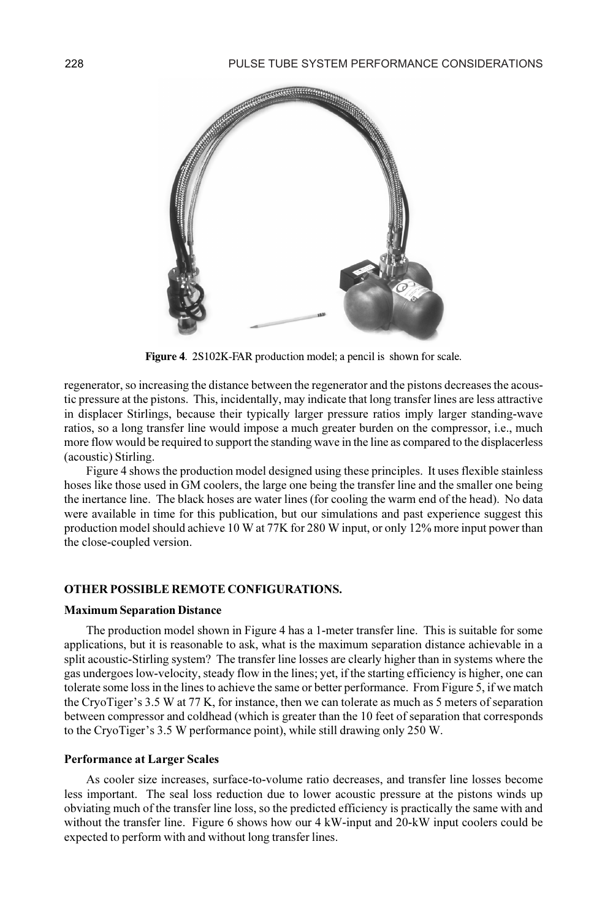Figure 4. 2S102K-FAR production model; a pencil is shown for scale.

regenerator, so increasing the distance between the regenerator and the pistons decreases the acoustic pressure at the pistons. This, incidentally, may indicate that long transfer lines are less attractive in displacer Stirlings, because their typically larger pressure ratios imply larger standing-wave ratios, so a long transfer line would impose a much greater burden on the compressor, i.e., much more flow would be required to support the standing wave in the line as compared to the displacerless (acoustic) Stirling.

Figure 4 shows the production model designed using these principles. It uses flexible stainless hoses like those used in GM coolers, the large one being the transfer line and the smaller one being the inertance line. The black hoses are water lines (for cooling the warm end of the head). No data were available in time for this publication, but our simulations and past experience suggest this production model should achieve 10 W at 77K for 280 W input, or only 12% more input power than the close-coupled version.

## OTHER POSSIBLE REMOTE CONFIGURATIONS.

### Maximum Separation Distance

The production model shown in Figure 4 has a 1-meter transfer line. This is suitable for some applications, but it is reasonable to ask, what is the maximum separation distance achievable in a split acoustic-Stirling system? The transfer line losses are clearly higher than in systems where the gas undergoes low-velocity, steady flow in the lines; yet, if the starting efficiency is higher, one can tolerate some loss in the lines to achieve the same or better performance. From Figure 5, if we match the CryoTiger's 3.5 W at 77 K, for instance, then we can tolerate as much as 5 meters of separation between compressor and coldhead (which is greater than the 10 feet of separation that corresponds to the CryoTiger's 3.5 W performance point), while still drawing only 250 W.

### Performance at Larger Scales

As cooler size increases, surface-to-volume ratio decreases, and transfer line losses become less important. The seal loss reduction due to lower acoustic pressure at the pistons winds up obviating much of the transfer line loss, so the predicted efficiency is practically the same with and without the transfer line. Figure 6 shows how our 4 kW-input and 20-kW input coolers could be expected to perform with and without long transfer lines.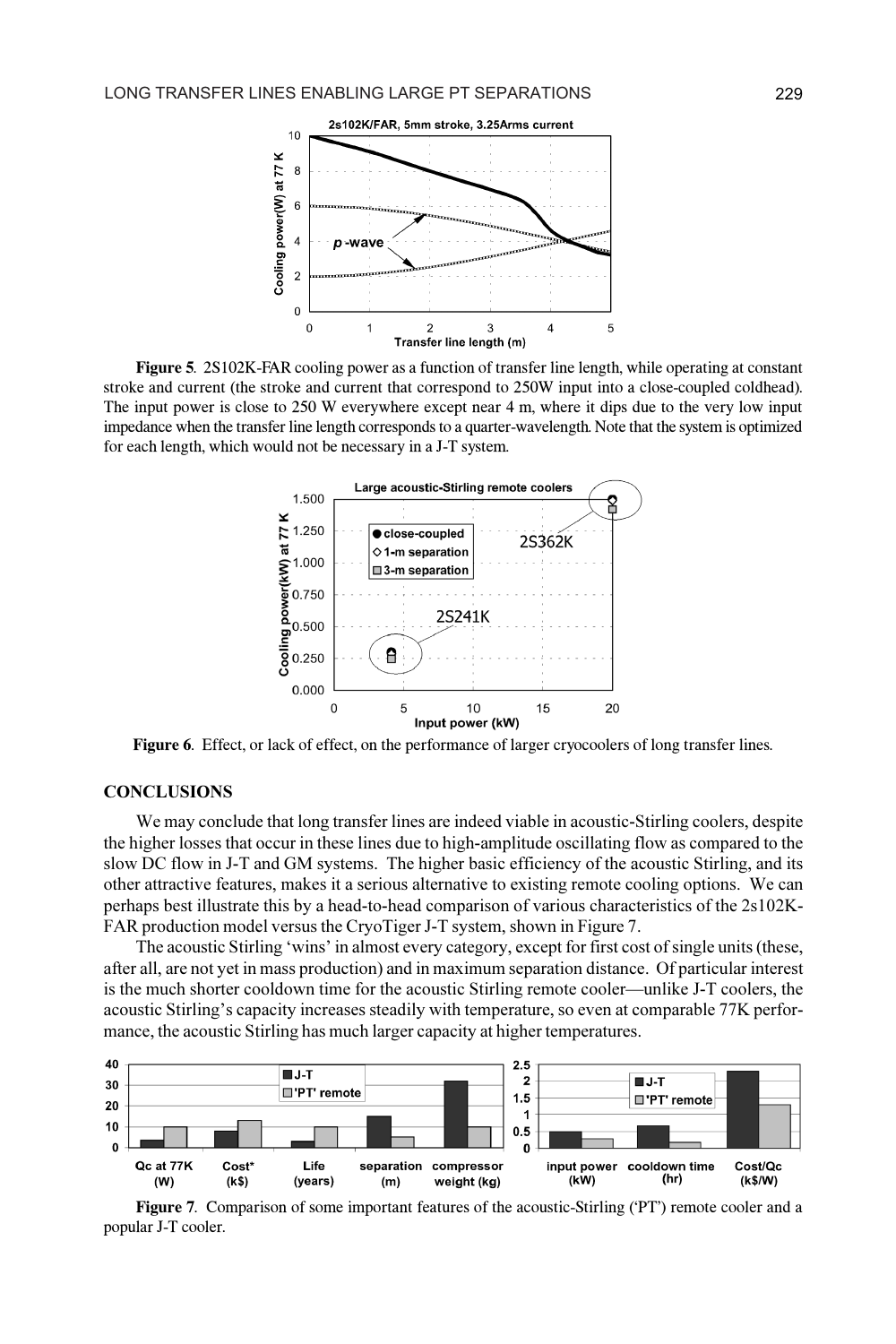**Figure 5**. 2S102K-FAR cooling power as a function of transfer line length, while operating at constant stroke and current (the stroke and current that correspond to 250W input into a close-coupled coldhead). The input power is close to 250 W everywhere except near 4 m, where it dips due to the very low input impedance when the transfer line length corresponds to a quarter-wavelength. Note that the system is optimized for each length, which would not be necessary in a J-T system.

**Figure 6**. Effect, or lack of effect, on the performance of larger cryocoolers of long transfer lines.

## CONCLUSIONS

We may conclude that long transfer lines are indeed viable in acoustic-Stirling coolers, despite the higher losses that occur in these lines due to high-amplitude oscillating flow as compared to the slow DC flow in J-T and GM systems. The higher basic efficiency of the acoustic Stirling, and its other attractive features, makes it a serious alternative to existing remote cooling options. We can perhaps best illustrate this by a head-to-head comparison of various characteristics of the 2s102K-FAR production model versus the CryoTiger J-T system, shown in Figure 7.

The acoustic Stirling 'wins' in almost every category, except for first cost of single units (these, after all, are not yet in mass production) and in maximum separation distance. Of particular interest is the much shorter cooldown time for the acoustic Stirling remote cooler—unlike J-T coolers, the acoustic Stirling's capacity increases steadily with temperature, so even at comparable 77K performance, the acoustic Stirling has much larger capacity at higher temperatures.

**Figure 7**. Comparison of some important features of the acoustic-Stirling ('PT') remote cooler and a popular J-T cooler.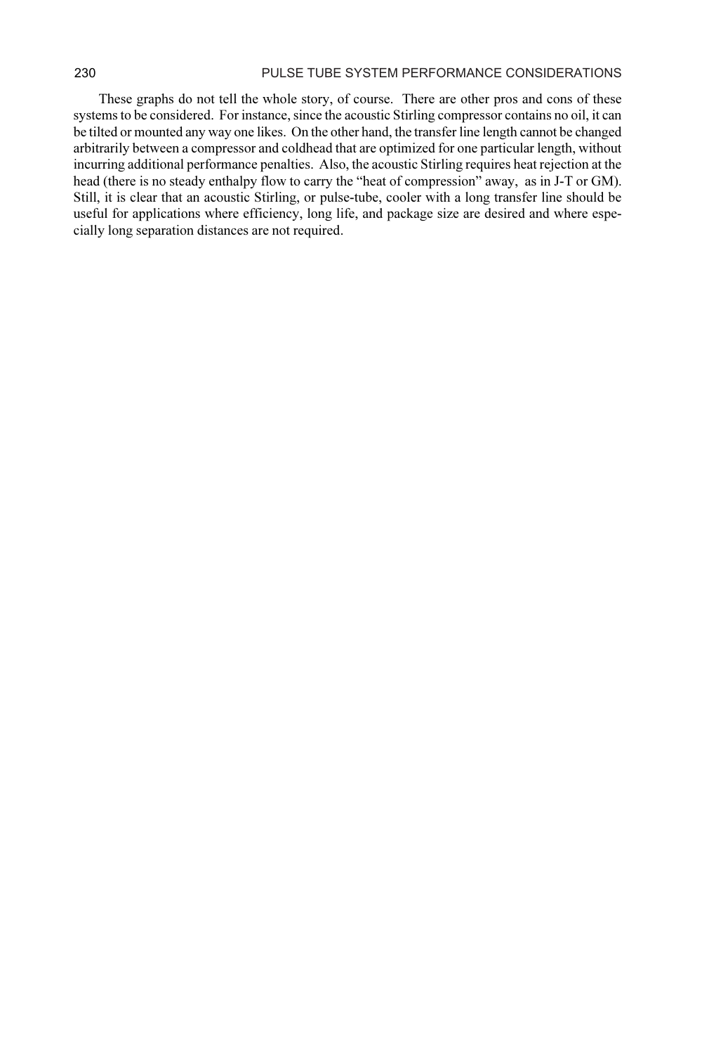These graphs do not tell the whole story, of course. There are other pros and cons of these systems to be considered. For instance, since the acoustic Stirling compressor contains no oil, it can be tilted or mounted any way one likes. On the other hand, the transfer line length cannot be changed arbitrarily between a compressor and coldhead that are optimized for one particular length, without incurring additional performance penalties. Also, the acoustic Stirling requires heat rejection at the head (there is no steady enthalpy flow to carry the "heat of compression" away, as in J-T or GM). Still, it is clear that an acoustic Stirling, or pulse-tube, cooler with a long transfer line should be useful for applications where efficiency, long life, and package size are desired and where especially long separation distances are not required.